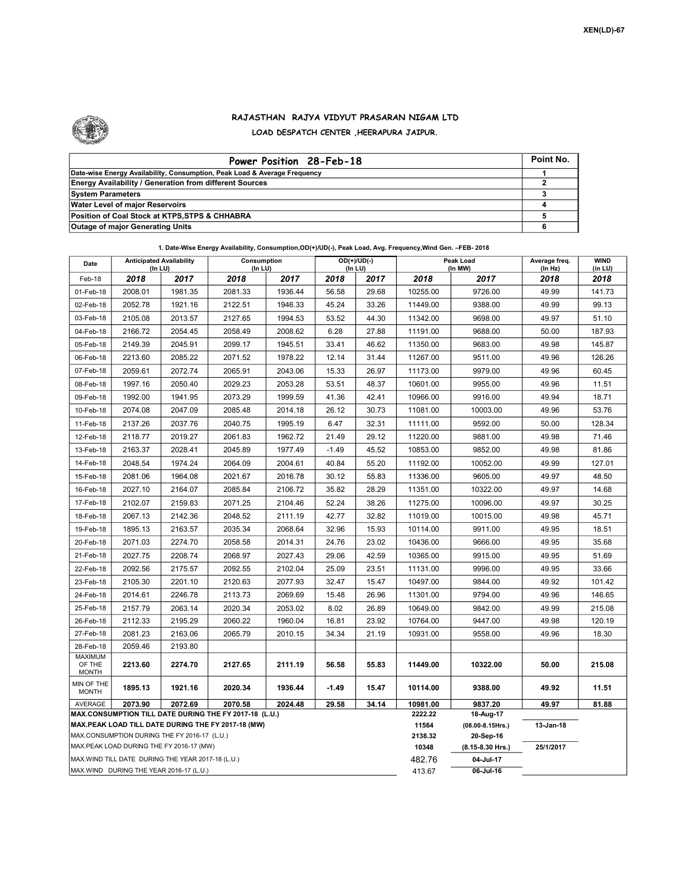XEN(LD)-67

## RAJASTHAN RAJYA VIDYUT PRASARAN NIGAM LTD
### LOAD DESPATCH CENTER ,HEERAPURA JAIPUR.

| Power Position 28-Feb-18 | Point No. |
|---|---|
| Date-wise Energy Availability, Consumption, Peak Load & Average Frequency | 1 |
| Energy Availability / Generation from different Sources | 2 |
| System Parameters | 3 |
| Water Level of major Reservoirs | 4 |
| Position of Coal Stock at KTPS,STPS & CHHABRA | 5 |
| Outage of major Generating Units | 6 |

**1. Date-Wise Energy Availability, Consumption,OD(+)/UD(-), Peak Load, Avg. Frequency,Wind Gen. –FEB- 2018**

| Date | Anticipated Availability (In LU) | | Consumption (In LU) | | OD(+)/UD(-) (In LU) | | Peak Load (In MW) | | Average freq. (In Hz) | WIND (in LU) |
|---|---|---|---|---|---|---|---|---|---|---|
| Feb-18 | 2018 | 2017 | 2018 | 2017 | 2018 | 2017 | 2018 | 2017 | 2018 | 2018 |
| 01-Feb-18 | 2008.01 | 1981.35 | 2081.33 | 1936.44 | 56.58 | 29.68 | 10255.00 | 9726.00 | 49.99 | 141.73 |
| 02-Feb-18 | 2052.78 | 1921.16 | 2122.51 | 1946.33 | 45.24 | 33.26 | 11449.00 | 9388.00 | 49.99 | 99.13 |
| 03-Feb-18 | 2105.08 | 2013.57 | 2127.65 | 1994.53 | 53.52 | 44.30 | 11342.00 | 9698.00 | 49.97 | 51.10 |
| 04-Feb-18 | 2166.72 | 2054.45 | 2058.49 | 2008.62 | 6.28 | 27.88 | 11191.00 | 9688.00 | 50.00 | 187.93 |
| 05-Feb-18 | 2149.39 | 2045.91 | 2099.17 | 1945.51 | 33.41 | 46.62 | 11350.00 | 9683.00 | 49.98 | 145.87 |
| 06-Feb-18 | 2213.60 | 2085.22 | 2071.52 | 1978.22 | 12.14 | 31.44 | 11267.00 | 9511.00 | 49.96 | 126.26 |
| 07-Feb-18 | 2059.61 | 2072.74 | 2065.91 | 2043.06 | 15.33 | 26.97 | 11173.00 | 9979.00 | 49.96 | 60.45 |
| 08-Feb-18 | 1997.16 | 2050.40 | 2029.23 | 2053.28 | 53.51 | 48.37 | 10601.00 | 9955.00 | 49.96 | 11.51 |
| 09-Feb-18 | 1992.00 | 1941.95 | 2073.29 | 1999.59 | 41.36 | 42.41 | 10966.00 | 9916.00 | 49.94 | 18.71 |
| 10-Feb-18 | 2074.08 | 2047.09 | 2085.48 | 2014.18 | 26.12 | 30.73 | 11081.00 | 10003.00 | 49.96 | 53.76 |
| 11-Feb-18 | 2137.26 | 2037.76 | 2040.75 | 1995.19 | 6.47 | 32.31 | 11111.00 | 9592.00 | 50.00 | 128.34 |
| 12-Feb-18 | 2118.77 | 2019.27 | 2061.83 | 1962.72 | 21.49 | 29.12 | 11220.00 | 9881.00 | 49.98 | 71.46 |
| 13-Feb-18 | 2163.37 | 2028.41 | 2045.89 | 1977.49 | -1.49 | 45.52 | 10853.00 | 9852.00 | 49.98 | 81.86 |
| 14-Feb-18 | 2048.54 | 1974.24 | 2064.09 | 2004.61 | 40.84 | 55.20 | 11192.00 | 10052.00 | 49.99 | 127.01 |
| 15-Feb-18 | 2081.06 | 1964.08 | 2021.67 | 2016.78 | 30.12 | 55.83 | 11336.00 | 9605.00 | 49.97 | 48.50 |
| 16-Feb-18 | 2027.10 | 2164.07 | 2085.84 | 2106.72 | 35.82 | 28.29 | 11351.00 | 10322.00 | 49.97 | 14.68 |
| 17-Feb-18 | 2102.07 | 2159.83 | 2071.25 | 2104.46 | 52.24 | 38.26 | 11275.00 | 10096.00 | 49.97 | 30.25 |
| 18-Feb-18 | 2067.13 | 2142.36 | 2048.52 | 2111.19 | 42.77 | 32.82 | 11019.00 | 10015.00 | 49.98 | 45.71 |
| 19-Feb-18 | 1895.13 | 2163.57 | 2035.34 | 2068.64 | 32.96 | 15.93 | 10114.00 | 9911.00 | 49.95 | 18.51 |
| 20-Feb-18 | 2071.03 | 2274.70 | 2058.58 | 2014.31 | 24.76 | 23.02 | 10436.00 | 9666.00 | 49.95 | 35.68 |
| 21-Feb-18 | 2027.75 | 2208.74 | 2068.97 | 2027.43 | 29.06 | 42.59 | 10365.00 | 9915.00 | 49.95 | 51.69 |
| 22-Feb-18 | 2092.56 | 2175.57 | 2092.55 | 2102.04 | 25.09 | 23.51 | 11131.00 | 9996.00 | 49.95 | 33.66 |
| 23-Feb-18 | 2105.30 | 2201.10 | 2120.63 | 2077.93 | 32.47 | 15.47 | 10497.00 | 9844.00 | 49.92 | 101.42 |
| 24-Feb-18 | 2014.61 | 2246.78 | 2113.73 | 2069.69 | 15.48 | 26.96 | 11301.00 | 9794.00 | 49.96 | 146.65 |
| 25-Feb-18 | 2157.79 | 2063.14 | 2020.34 | 2053.02 | 8.02 | 26.89 | 10649.00 | 9842.00 | 49.99 | 215.08 |
| 26-Feb-18 | 2112.33 | 2195.29 | 2060.22 | 1960.04 | 16.81 | 23.92 | 10764.00 | 9447.00 | 49.98 | 120.19 |
| 27-Feb-18 | 2081.23 | 2163.06 | 2065.79 | 2010.15 | 34.34 | 21.19 | 10931.00 | 9558.00 | 49.96 | 18.30 |
| 28-Feb-18 | 2059.46 | 2193.80 | | | | | | | | |
| MAXIMUM OF THE MONTH | 2213.60 | 2274.70 | 2127.65 | 2111.19 | 56.58 | 55.83 | 11449.00 | 10322.00 | 50.00 | 215.08 |
| MIN OF THE MONTH | 1895.13 | 1921.16 | 2020.34 | 1936.44 | -1.49 | 15.47 | 10114.00 | 9388.00 | 49.92 | 11.51 |
| AVERAGE | 2073.90 | 2072.69 | 2070.58 | 2024.48 | 29.58 | 34.14 | 10981.00 | 9837.20 | 49.97 | 81.88 |

| | | | |
|---|---|---|---|
| MAX.CONSUMPTION TILL DATE DURING THE FY 2017-18 (L.U.) | 2222.22 | 18-Aug-17 | |
| MAX.PEAK LOAD TILL DATE DURING THE FY 2017-18 (MW) | 11564 | (08.00-8.15Hrs.) | 13-Jan-18 |
| MAX.CONSUMPTION DURING THE FY 2016-17 (L.U.) | 2138.32 | 20-Sep-16 | |
| MAX.PEAK LOAD DURING THE FY 2016-17 (MW) | 10348 | (8.15-8.30 Hrs.) | 25/1/2017 |
| MAX.WIND TILL DATE DURING THE YEAR 2017-18 (L.U.) | 482.76 | 04-Jul-17 | |
| MAX.WIND DURING THE YEAR 2016-17 (L.U.) | 413.67 | 06-Jul-16 | |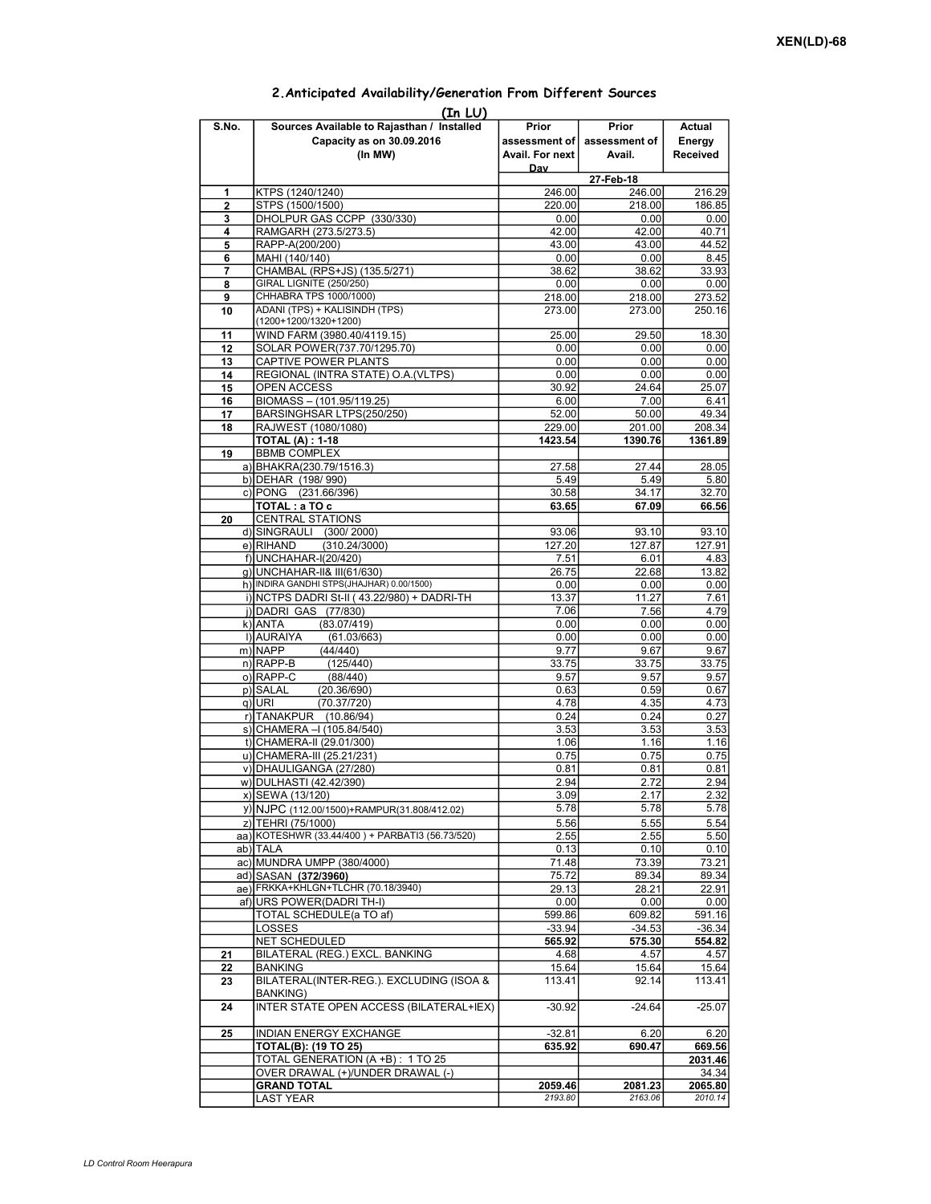XEN(LD)-68

## 2.Anticipated Availability/Generation From Different Sources

(In LU)

| S.No. | Sources Available to Rajasthan / Installed Capacity as on 30.09.2016 (In MW) | Prior assessment of Avail. For next Day | Prior assessment of Avail. | Actual Energy Received |
|---|---|---|---|---|
| | | 27-Feb-18 | | |
| 1 | KTPS (1240/1240) | 246.00 | 246.00 | 216.29 |
| 2 | STPS (1500/1500) | 220.00 | 218.00 | 186.85 |
| 3 | DHOLPUR GAS CCPP (330/330) | 0.00 | 0.00 | 0.00 |
| 4 | RAMGARH (273.5/273.5) | 42.00 | 42.00 | 40.71 |
| 5 | RAPP-A(200/200) | 43.00 | 43.00 | 44.52 |
| 6 | MAHI (140/140) | 0.00 | 0.00 | 8.45 |
| 7 | CHAMBAL (RPS+JS) (135.5/271) | 38.62 | 38.62 | 33.93 |
| 8 | GIRAL LIGNITE (250/250) | 0.00 | 0.00 | 0.00 |
| 9 | CHHABRA TPS 1000/1000) | 218.00 | 218.00 | 273.52 |
| 10 | ADANI (TPS) + KALISINDH (TPS) (1200+1200/1320+1200) | 273.00 | 273.00 | 250.16 |
| 11 | WIND FARM (3980.40/4119.15) | 25.00 | 29.50 | 18.30 |
| 12 | SOLAR POWER(737.70/1295.70) | 0.00 | 0.00 | 0.00 |
| 13 | CAPTIVE POWER PLANTS | 0.00 | 0.00 | 0.00 |
| 14 | REGIONAL (INTRA STATE) O.A.(VLTPS) | 0.00 | 0.00 | 0.00 |
| 15 | OPEN ACCESS | 30.92 | 24.64 | 25.07 |
| 16 | BIOMASS – (101.95/119.25) | 6.00 | 7.00 | 6.41 |
| 17 | BARSINGHSAR LTPS(250/250) | 52.00 | 50.00 | 49.34 |
| 18 | RAJWEST (1080/1080) | 229.00 | 201.00 | 208.34 |
| | **TOTAL (A) : 1-18** | **1423.54** | **1390.76** | **1361.89** |
| 19 | BBMB COMPLEX | | | |
| a) | BHAKRA(230.79/1516.3) | 27.58 | 27.44 | 28.05 |
| b) | DEHAR (198/ 990) | 5.49 | 5.49 | 5.80 |
| c) | PONG (231.66/396) | 30.58 | 34.17 | 32.70 |
| | **TOTAL : a TO c** | **63.65** | **67.09** | **66.56** |
| 20 | CENTRAL STATIONS | | | |
| d) | SINGRAULI (300/ 2000) | 93.06 | 93.10 | 93.10 |
| e) | RIHAND (310.24/3000) | 127.20 | 127.87 | 127.91 |
| f) | UNCHAHAR-I(20/420) | 7.51 | 6.01 | 4.83 |
| g) | UNCHAHAR-II& III(61/630) | 26.75 | 22.68 | 13.82 |
| h) | INDIRA GANDHI STPS(JHAJHAR) 0.00/1500) | 0.00 | 0.00 | 0.00 |
| i) | NCTPS DADRI St-II ( 43.22/980) + DADRI-TH | 13.37 | 11.27 | 7.61 |
| j) | DADRI GAS (77/830) | 7.06 | 7.56 | 4.79 |
| k) | ANTA (83.07/419) | 0.00 | 0.00 | 0.00 |
| l) | AURAIYA (61.03/663) | 0.00 | 0.00 | 0.00 |
| m) | NAPP (44/440) | 9.77 | 9.67 | 9.67 |
| n) | RAPP-B (125/440) | 33.75 | 33.75 | 33.75 |
| o) | RAPP-C (88/440) | 9.57 | 9.57 | 9.57 |
| p) | SALAL (20.36/690) | 0.63 | 0.59 | 0.67 |
| q) | URI (70.37/720) | 4.78 | 4.35 | 4.73 |
| r) | TANAKPUR (10.86/94) | 0.24 | 0.24 | 0.27 |
| s) | CHAMERA –I (105.84/540) | 3.53 | 3.53 | 3.53 |
| t) | CHAMERA-II (29.01/300) | 1.06 | 1.16 | 1.16 |
| u) | CHAMERA-III (25.21/231) | 0.75 | 0.75 | 0.75 |
| v) | DHAULIGANGA (27/280) | 0.81 | 0.81 | 0.81 |
| w) | DULHASTI (42.42/390) | 2.94 | 2.72 | 2.94 |
| x) | SEWA (13/120) | 3.09 | 2.17 | 2.32 |
| y) | NJPC (112.00/1500)+RAMPUR(31.808/412.02) | 5.78 | 5.78 | 5.78 |
| z) | TEHRI (75/1000) | 5.56 | 5.55 | 5.54 |
| aa) | KOTESHWR (33.44/400 ) + PARBATI3 (56.73/520) | 2.55 | 2.55 | 5.50 |
| ab) | TALA | 0.13 | 0.10 | 0.10 |
| ac) | MUNDRA UMPP (380/4000) | 71.48 | 73.39 | 73.21 |
| ad) | SASAN **(372/3960)** | 75.72 | 89.34 | 89.34 |
| ae) | FRKKA+KHLGN+TLCHR (70.18/3940) | 29.13 | 28.21 | 22.91 |
| af) | URS POWER(DADRI TH-I) | 0.00 | 0.00 | 0.00 |
| | TOTAL SCHEDULE(a TO af) | 599.86 | 609.82 | 591.16 |
| | LOSSES | -33.94 | -34.53 | -36.34 |
| | NET SCHEDULED | **565.92** | **575.30** | **554.82** |
| 21 | BILATERAL (REG.) EXCL. BANKING | 4.68 | 4.57 | 4.57 |
| 22 | BANKING | 15.64 | 15.64 | 15.64 |
| 23 | BILATERAL(INTER-REG.). EXCLUDING (ISOA & BANKING) | 113.41 | 92.14 | 113.41 |
| 24 | INTER STATE OPEN ACCESS (BILATERAL+IEX) | -30.92 | -24.64 | -25.07 |
| 25 | INDIAN ENERGY EXCHANGE | -32.81 | 6.20 | 6.20 |
| | **TOTAL(B): (19 TO 25)** | **635.92** | **690.47** | **669.56** |
| | TOTAL GENERATION (A +B) : 1 TO 25 | | | **2031.46** |
| | OVER DRAWAL (+)/UNDER DRAWAL (-) | | | 34.34 |
| | **GRAND TOTAL** | **2059.46** | **2081.23** | **2065.80** |
| | LAST YEAR | *2193.80* | *2163.06* | *2010.14* |

LD Control Room Heerapura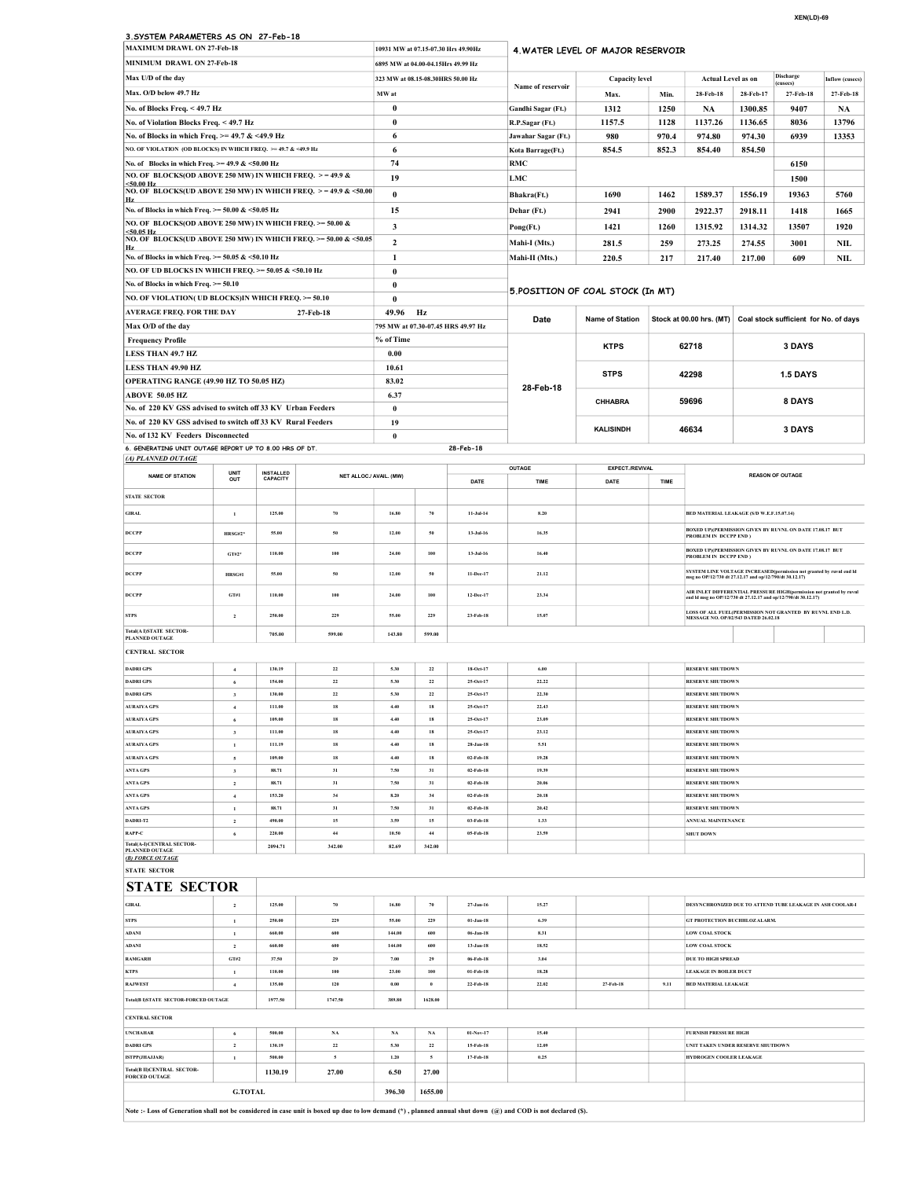## 3.SYSTEM PARAMETERS AS ON 27-Feb-18

| | |
|---|---|
| MAXIMUM DRAWL ON 27-Feb-18 | 10931 MW at 07.15-07.30 Hrs 49.90Hz |
| MINIMUM DRAWL ON 27-Feb-18 | 6895 MW at 04.00-04.15Hrs 49.99 Hz |
| Max U/D of the day | 323 MW at 08.15-08.30HRS 50.00 Hz |
| Max. O/D below 49.7 Hz | MW at |
| No. of Blocks Freq. < 49.7 Hz | 0 |
| No. of Violation Blocks Freq. < 49.7 Hz | 0 |
| No. of Blocks in which Freq. >= 49.7 & <49.9 Hz | 6 |
| NO. OF VIOLATION (OD BLOCKS) IN WHICH FREQ. >= 49.7 & <49.9 Hz | 6 |
| No. of Blocks in which Freq. >= 49.9 & <50.00 Hz | 74 |
| NO. OF BLOCKS(OD ABOVE 250 MW) IN WHICH FREQ. > = 49.9 & <50.00 Hz | 19 |
| NO. OF BLOCKS(UD ABOVE 250 MW) IN WHICH FREQ. > = 49.9 & <50.00 Hz | 0 |
| No. of Blocks in which Freq. >= 50.00 & <50.05 Hz | 15 |
| NO. OF BLOCKS(OD ABOVE 250 MW) IN WHICH FREQ. >= 50.00 & <50.05 Hz | 3 |
| NO. OF BLOCKS(UD ABOVE 250 MW) IN WHICH FREQ. >= 50.00 & <50.05 Hz | 2 |
| No. of Blocks in which Freq. >= 50.05 & <50.10 Hz | 1 |
| NO. OF UD BLOCKS IN WHICH FREQ. >= 50.05 & <50.10 Hz | 0 |
| No. of Blocks in which Freq. >= 50.10 | 0 |
| NO. OF VIOLATION( UD BLOCKS)IN WHICH FREQ. >= 50.10 | 0 |
| AVERAGE FREQ. FOR THE DAY 27-Feb-18 | 49.96 Hz |
| Max O/D of the day | 795 MW at 07.30-07.45 HRS 49.97 Hz |
| Frequency Profile | % of Time |
| LESS THAN 49.7 HZ | 0.00 |
| LESS THAN 49.90 HZ | 10.61 |
| OPERATING RANGE (49.90 HZ TO 50.05 HZ) | 83.02 |
| ABOVE 50.05 HZ | 6.37 |
| No. of 220 KV GSS advised to switch off 33 KV Urban Feeders | 0 |
| No. of 220 KV GSS advised to switch off 33 KV Rural Feeders | 19 |
| No. of 132 KV Feeders Disconnected | 0 |

## 4.WATER LEVEL OF MAJOR RESERVOIR

| Name of reservoir | Capacity level | | Actual Level as on | | Discharge (cusecs) | Inflow (cusecs) |
|---|---|---|---|---|---|---|
| | Max. | Min. | 28-Feb-18 | 28-Feb-17 | 27-Feb-18 | 27-Feb-18 |
| Gandhi Sagar (Ft.) | 1312 | 1250 | NA | 1300.85 | 9407 | NA |
| R.P.Sagar (Ft.) | 1157.5 | 1128 | 1137.26 | 1136.65 | 8036 | 13796 |
| Jawahar Sagar (Ft.) | 980 | 970.4 | 974.80 | 974.30 | 6939 | 13353 |
| Kota Barrage(Ft.) | 854.5 | 852.3 | 854.40 | 854.50 | | |
| RMC | | | | | 6150 | |
| LMC | | | | | 1500 | |
| Bhakra(Ft.) | 1690 | 1462 | 1589.37 | 1556.19 | 19363 | 5760 |
| Dehar (Ft.) | 2941 | 2900 | 2922.37 | 2918.11 | 1418 | 1665 |
| Pong(Ft.) | 1421 | 1260 | 1315.92 | 1314.32 | 13507 | 1920 |
| Mahi-I (Mts.) | 281.5 | 259 | 273.25 | 274.55 | 3001 | NIL |
| Mahi-II (Mts.) | 220.5 | 217 | 217.40 | 217.00 | 609 | NIL |

## 5.POSITION OF COAL STOCK (In MT)

| Date | Name of Station | Stock at 00.00 hrs. (MT) | Coal stock sufficient for No. of days |
|---|---|---|---|
| 28-Feb-18 | KTPS | 62718 | 3 DAYS |
| | STPS | 42298 | 1.5 DAYS |
| | CHHABRA | 59696 | 8 DAYS |
| | KALISINDH | 46634 | 3 DAYS |

## 6. GENERATING UNIT OUTAGE REPORT UP TO 8.00 HRS OF DT. 28-Feb-18

*(A) PLANNED OUTAGE*

| NAME OF STATION | UNIT OUT | INSTALLED CAPACITY | NET ALLOC./ AVAIL. (MW) | | | OUTAGE DATE | OUTAGE TIME | EXPECT./REVIVAL DATE | EXPECT./REVIVAL TIME | REASON OF OUTAGE |
|---|---|---|---|---|---|---|---|---|---|---|
| STATE SECTOR | | | | | | | | | | |
| GIRAL | 1 | 125.00 | 70 | 16.80 | 70 | 11-Jul-14 | 8.20 | | | BED MATERIAL LEAKAGE (S/D W.E.F.15.07.14) |
| DCCPP | HRSG#2* | 55.00 | 50 | 12.00 | 50 | 13-Jul-16 | 16.35 | | | BOXED UP(PERMISSION GIVEN BY RUVNL ON DATE 17.08.17 BUT PROBLEM IN DCCPP END ) |
| DCCPP | GT#2* | 110.00 | 100 | 24.00 | 100 | 13-Jul-16 | 16.40 | | | BOXED UP(PERMISSION GIVEN BY RUVNL ON DATE 17.08.17 BUT PROBLEM IN DCCPP END ) |
| DCCPP | HRSG#1 | 55.00 | 50 | 12.00 | 50 | 11-Dec-17 | 21.12 | | | SYSTEM LINE VOLTAGE INCREASED(permission not granted by ruval end ld msg no OP/12/730 dt 27.12.17 and op/12/790/dt 30.12.17) |
| DCCPP | GT#1 | 110.00 | 100 | 24.00 | 100 | 12-Dec-17 | 23.34 | | | AIR INLET DIFFERENTIAL PRESSURE HIGH(permission not granted by ruval end ld msg no OP/12/730 dt 27.12.17 and op/12/790/dt 30.12.17) |
| STPS | 2 | 250.00 | 229 | 55.00 | 229 | 23-Feb-18 | 15.07 | | | LOSS OF ALL FUEL(PERMISSION NOT GRANTED BY RUVNL END L.D. MESSAGE NO. OP/02/543 DATED 26.02.18 |
| Total(A I)STATE SECTOR-PLANNED OUTAGE | | 705.00 | 599.00 | 143.80 | 599.00 | | | | | |
| CENTRAL SECTOR | | | | | | | | | | |
| DADRI GPS | 4 | 130.19 | 22 | 5.30 | 22 | 18-Oct-17 | 6.00 | | | RESERVE SHUTDOWN |
| DADRI GPS | 6 | 154.00 | 22 | 5.30 | 22 | 25-Oct-17 | 22.22 | | | RESERVE SHUTDOWN |
| DADRI GPS | 3 | 130.00 | 22 | 5.30 | 22 | 25-Oct-17 | 22.30 | | | RESERVE SHUTDOWN |
| AURAIYA GPS | 4 | 111.00 | 18 | 4.40 | 18 | 25-Oct-17 | 22.43 | | | RESERVE SHUTDOWN |
| AURAIYA GPS | 6 | 109.00 | 18 | 4.40 | 18 | 25-Oct-17 | 23.09 | | | RESERVE SHUTDOWN |
| AURAIYA GPS | 3 | 111.00 | 18 | 4.40 | 18 | 25-Oct-17 | 23.12 | | | RESERVE SHUTDOWN |
| AURAIYA GPS | 1 | 111.19 | 18 | 4.40 | 18 | 28-Jan-18 | 5.51 | | | RESERVE SHUTDOWN |
| AURAIYA GPS | 5 | 109.00 | 18 | 4.40 | 18 | 02-Feb-18 | 19.28 | | | RESERVE SHUTDOWN |
| ANTA GPS | 3 | 88.71 | 31 | 7.50 | 31 | 02-Feb-18 | 19.39 | | | RESERVE SHUTDOWN |
| ANTA GPS | 2 | 88.71 | 31 | 7.50 | 31 | 02-Feb-18 | 20.06 | | | RESERVE SHUTDOWN |
| ANTA GPS | 4 | 153.20 | 34 | 8.20 | 34 | 02-Feb-18 | 20.18 | | | RESERVE SHUTDOWN |
| ANTA GPS | 1 | 88.71 | 31 | 7.50 | 31 | 02-Feb-18 | 20.42 | | | RESERVE SHUTDOWN |
| DADRI-T2 | 2 | 490.00 | 15 | 3.59 | 15 | 03-Feb-18 | 1.33 | | | ANNUAL MAINTENANCE |
| RAPP-C | 6 | 220.00 | 44 | 10.50 | 44 | 05-Feb-18 | 23.59 | | | SHUT DOWN |
| Total(A-I)CENTRAL SECTOR-PLANNED OUTAGE | | 2094.71 | 342.00 | 82.69 | 342.00 | | | | | |

*(B) FORCE OUTAGE*

| NAME OF STATION | UNIT OUT | INSTALLED CAPACITY | NET ALLOC./ AVAIL. (MW) | | | OUTAGE DATE | OUTAGE TIME | EXPECT./REVIVAL DATE | EXPECT./REVIVAL TIME | REASON OF OUTAGE |
|---|---|---|---|---|---|---|---|---|---|---|
| STATE SECTOR | | | | | | | | | | |
| GIRAL | 2 | 125.00 | 70 | 16.80 | 70 | 27-Jan-16 | 15.27 | | | DESYNCHRONIZED DUE TO ATTEND TUBE LEAKAGE IN ASH COOLAR-I |
| STPS | 1 | 250.00 | 229 | 55.00 | 229 | 01-Jan-18 | 6.39 | | | GT PROTECTION BUCHHLOZ ALARM. |
| ADANI | 1 | 660.00 | 600 | 144.00 | 600 | 06-Jan-18 | 8.31 | | | LOW COAL STOCK |
| ADANI | 2 | 660.00 | 600 | 144.00 | 600 | 13-Jan-18 | 18.52 | | | LOW COAL STOCK |
| RAMGARH | GT#2 | 37.50 | 29 | 7.00 | 29 | 06-Feb-18 | 3.04 | | | DUE TO HIGH SPREAD |
| KTPS | 1 | 110.00 | 100 | 23.00 | 100 | 01-Feb-18 | 18.28 | | | LEAKAGE IN BOILER DUCT |
| RAJWEST | 4 | 135.00 | 120 | 0.00 | 0 | 22-Feb-18 | 22.02 | 27-Feb-18 | 9.11 | BED MATERIAL LEAKAGE |
| Total(B I)STATE SECTOR-FORCED OUTAGE | | 1977.50 | 1747.50 | 389.80 | 1628.00 | | | | | |
| CENTRAL SECTOR | | | | | | | | | | |
| UNCHAHAR | 6 | 500.00 | NA | NA | NA | 01-Nov-17 | 15.40 | | | FURNISH PRESSURE HIGH |
| DADRI GPS | 2 | 130.19 | 22 | 5.30 | 22 | 15-Feb-18 | 12.09 | | | UNIT TAKEN UNDER RESERVE SHUTDOWN |
| ISTPP(JHAJJAR) | 1 | 500.00 | 5 | 1.20 | 5 | 17-Feb-18 | 0.25 | | | HYDROGEN COOLER LEAKAGE |
| Total(B II)CENTRAL SECTOR-FORCED OUTAGE | | 1130.19 | 27.00 | 6.50 | 27.00 | | | | | |
| G.TOTAL | | | | 396.30 | 1655.00 | | | | | |

Note :- Loss of Generation shall not be considered in case unit is boxed up due to low demand (*) , planned annual shut down (@) and COD is not declared ($).